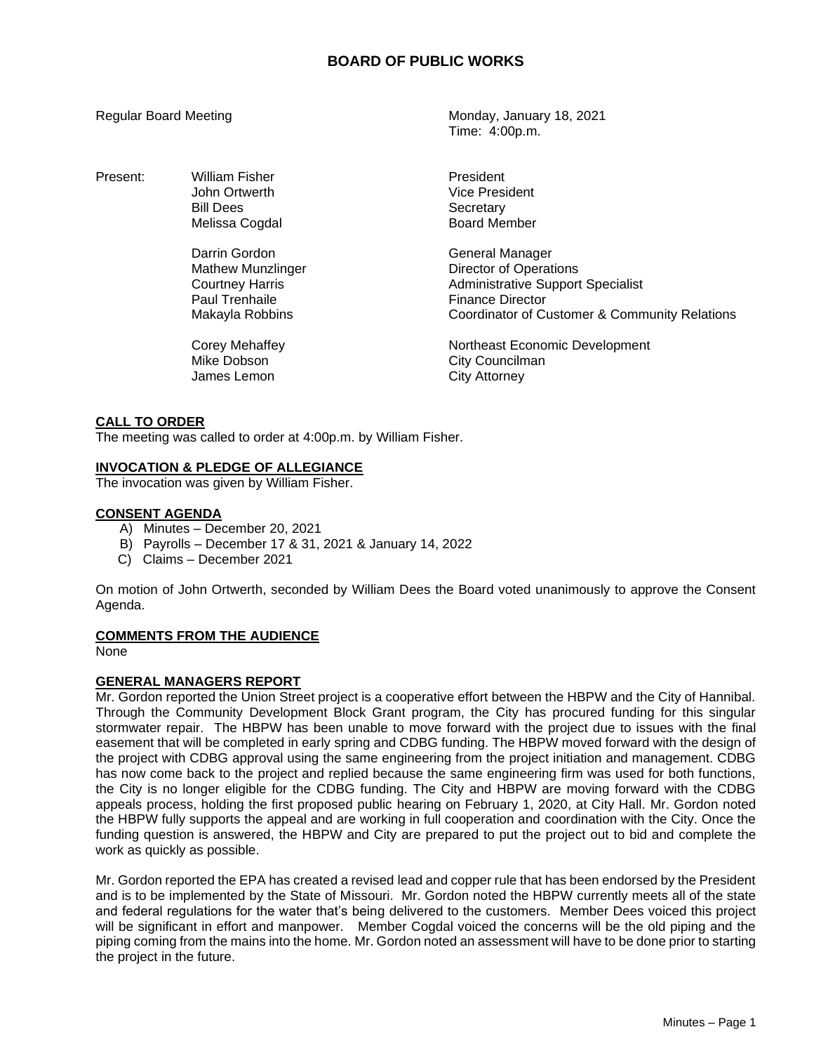# BOARD OF PUBLIC WORKS

Regular Board Meeting

Monday, January 18, 2021
Time: 4:00p.m.

| Present: | | |
|---|---|---|
| | William Fisher | President |
| | John Ortwerth | Vice President |
| | Bill Dees | Secretary |
| | Melissa Cogdal | Board Member |
| | Darrin Gordon | General Manager |
| | Mathew Munzlinger | Director of Operations |
| | Courtney Harris | Administrative Support Specialist |
| | Paul Trenhaile | Finance Director |
| | Makayla Robbins | Coordinator of Customer & Community Relations |
| | Corey Mehaffey | Northeast Economic Development |
| | Mike Dobson | City Councilman |
| | James Lemon | City Attorney |

**CALL TO ORDER**

The meeting was called to order at 4:00p.m. by William Fisher.

**INVOCATION & PLEDGE OF ALLEGIANCE**

The invocation was given by William Fisher.

**CONSENT AGENDA**

A) Minutes – December 20, 2021
B) Payrolls – December 17 & 31, 2021 & January 14, 2022
C) Claims – December 2021

On motion of John Ortwerth, seconded by William Dees the Board voted unanimously to approve the Consent Agenda.

**COMMENTS FROM THE AUDIENCE**

None

**GENERAL MANAGERS REPORT**

Mr. Gordon reported the Union Street project is a cooperative effort between the HBPW and the City of Hannibal. Through the Community Development Block Grant program, the City has procured funding for this singular stormwater repair. The HBPW has been unable to move forward with the project due to issues with the final easement that will be completed in early spring and CDBG funding. The HBPW moved forward with the design of the project with CDBG approval using the same engineering from the project initiation and management. CDBG has now come back to the project and replied because the same engineering firm was used for both functions, the City is no longer eligible for the CDBG funding. The City and HBPW are moving forward with the CDBG appeals process, holding the first proposed public hearing on February 1, 2020, at City Hall. Mr. Gordon noted the HBPW fully supports the appeal and are working in full cooperation and coordination with the City. Once the funding question is answered, the HBPW and City are prepared to put the project out to bid and complete the work as quickly as possible.

Mr. Gordon reported the EPA has created a revised lead and copper rule that has been endorsed by the President and is to be implemented by the State of Missouri. Mr. Gordon noted the HBPW currently meets all of the state and federal regulations for the water that's being delivered to the customers. Member Dees voiced this project will be significant in effort and manpower. Member Cogdal voiced the concerns will be the old piping and the piping coming from the mains into the home. Mr. Gordon noted an assessment will have to be done prior to starting the project in the future.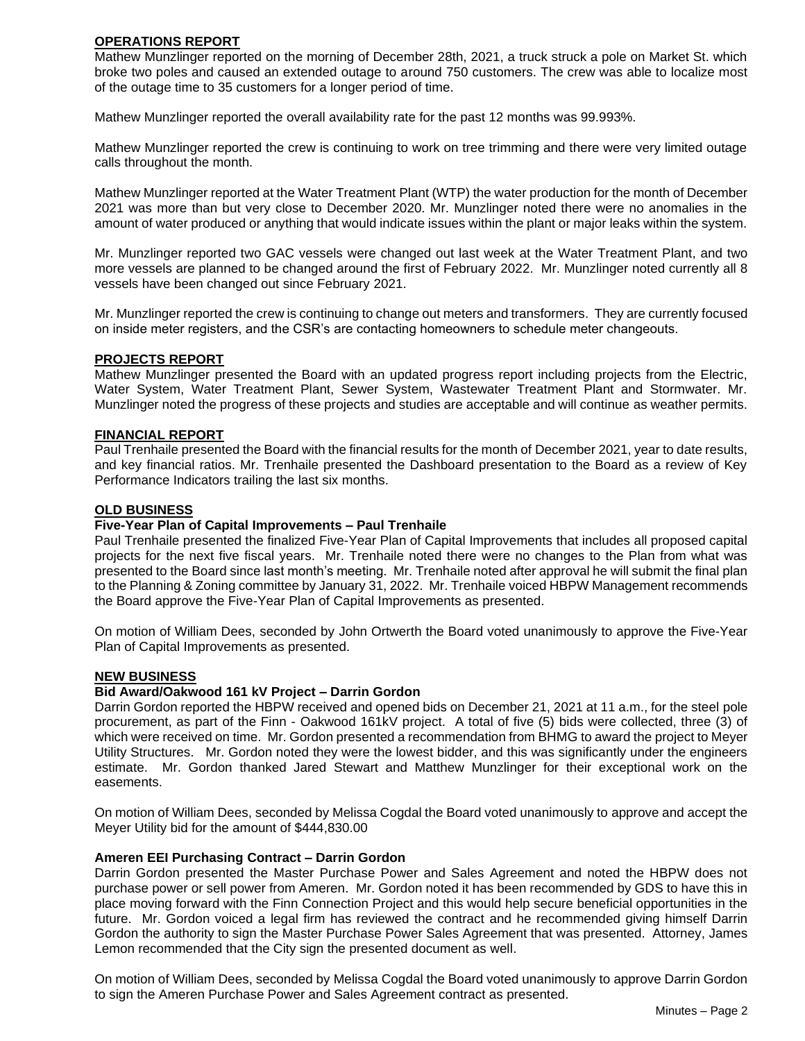## OPERATIONS REPORT

Mathew Munzlinger reported on the morning of December 28th, 2021, a truck struck a pole on Market St. which broke two poles and caused an extended outage to around 750 customers. The crew was able to localize most of the outage time to 35 customers for a longer period of time.

Mathew Munzlinger reported the overall availability rate for the past 12 months was 99.993%.

Mathew Munzlinger reported the crew is continuing to work on tree trimming and there were very limited outage calls throughout the month.

Mathew Munzlinger reported at the Water Treatment Plant (WTP) the water production for the month of December 2021 was more than but very close to December 2020. Mr. Munzlinger noted there were no anomalies in the amount of water produced or anything that would indicate issues within the plant or major leaks within the system.

Mr. Munzlinger reported two GAC vessels were changed out last week at the Water Treatment Plant, and two more vessels are planned to be changed around the first of February 2022. Mr. Munzlinger noted currently all 8 vessels have been changed out since February 2021.

Mr. Munzlinger reported the crew is continuing to change out meters and transformers. They are currently focused on inside meter registers, and the CSR's are contacting homeowners to schedule meter changeouts.

## PROJECTS REPORT

Mathew Munzlinger presented the Board with an updated progress report including projects from the Electric, Water System, Water Treatment Plant, Sewer System, Wastewater Treatment Plant and Stormwater. Mr. Munzlinger noted the progress of these projects and studies are acceptable and will continue as weather permits.

## FINANCIAL REPORT

Paul Trenhaile presented the Board with the financial results for the month of December 2021, year to date results, and key financial ratios. Mr. Trenhaile presented the Dashboard presentation to the Board as a review of Key Performance Indicators trailing the last six months.

## OLD BUSINESS

### Five-Year Plan of Capital Improvements – Paul Trenhaile

Paul Trenhaile presented the finalized Five-Year Plan of Capital Improvements that includes all proposed capital projects for the next five fiscal years. Mr. Trenhaile noted there were no changes to the Plan from what was presented to the Board since last month's meeting. Mr. Trenhaile noted after approval he will submit the final plan to the Planning & Zoning committee by January 31, 2022. Mr. Trenhaile voiced HBPW Management recommends the Board approve the Five-Year Plan of Capital Improvements as presented.

On motion of William Dees, seconded by John Ortwerth the Board voted unanimously to approve the Five-Year Plan of Capital Improvements as presented.

## NEW BUSINESS

### Bid Award/Oakwood 161 kV Project – Darrin Gordon

Darrin Gordon reported the HBPW received and opened bids on December 21, 2021 at 11 a.m., for the steel pole procurement, as part of the Finn - Oakwood 161kV project. A total of five (5) bids were collected, three (3) of which were received on time. Mr. Gordon presented a recommendation from BHMG to award the project to Meyer Utility Structures. Mr. Gordon noted they were the lowest bidder, and this was significantly under the engineers estimate. Mr. Gordon thanked Jared Stewart and Matthew Munzlinger for their exceptional work on the easements.

On motion of William Dees, seconded by Melissa Cogdal the Board voted unanimously to approve and accept the Meyer Utility bid for the amount of $444,830.00

### Ameren EEI Purchasing Contract – Darrin Gordon

Darrin Gordon presented the Master Purchase Power and Sales Agreement and noted the HBPW does not purchase power or sell power from Ameren. Mr. Gordon noted it has been recommended by GDS to have this in place moving forward with the Finn Connection Project and this would help secure beneficial opportunities in the future. Mr. Gordon voiced a legal firm has reviewed the contract and he recommended giving himself Darrin Gordon the authority to sign the Master Purchase Power Sales Agreement that was presented. Attorney, James Lemon recommended that the City sign the presented document as well.

On motion of William Dees, seconded by Melissa Cogdal the Board voted unanimously to approve Darrin Gordon to sign the Ameren Purchase Power and Sales Agreement contract as presented.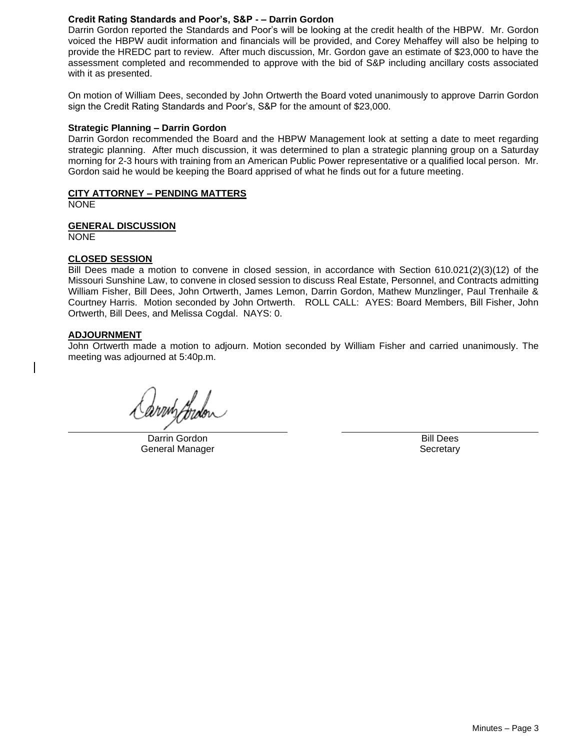**Credit Rating Standards and Poor's, S&P - – Darrin Gordon**

Darrin Gordon reported the Standards and Poor's will be looking at the credit health of the HBPW. Mr. Gordon voiced the HBPW audit information and financials will be provided, and Corey Mehaffey will also be helping to provide the HREDC part to review. After much discussion, Mr. Gordon gave an estimate of $23,000 to have the assessment completed and recommended to approve with the bid of S&P including ancillary costs associated with it as presented.

On motion of William Dees, seconded by John Ortwerth the Board voted unanimously to approve Darrin Gordon sign the Credit Rating Standards and Poor's, S&P for the amount of $23,000.

**Strategic Planning – Darrin Gordon**

Darrin Gordon recommended the Board and the HBPW Management look at setting a date to meet regarding strategic planning. After much discussion, it was determined to plan a strategic planning group on a Saturday morning for 2-3 hours with training from an American Public Power representative or a qualified local person. Mr. Gordon said he would be keeping the Board apprised of what he finds out for a future meeting.

**CITY ATTORNEY – PENDING MATTERS**

NONE

**GENERAL DISCUSSION**

NONE

**CLOSED SESSION**

Bill Dees made a motion to convene in closed session, in accordance with Section 610.021(2)(3)(12) of the Missouri Sunshine Law, to convene in closed session to discuss Real Estate, Personnel, and Contracts admitting William Fisher, Bill Dees, John Ortwerth, James Lemon, Darrin Gordon, Mathew Munzlinger, Paul Trenhaile & Courtney Harris. Motion seconded by John Ortwerth. ROLL CALL: AYES: Board Members, Bill Fisher, John Ortwerth, Bill Dees, and Melissa Cogdal. NAYS: 0.

**ADJOURNMENT**

John Ortwerth made a motion to adjourn. Motion seconded by William Fisher and carried unanimously. The meeting was adjourned at 5:40p.m.

Darrin Gordon
General Manager

Bill Dees
Secretary